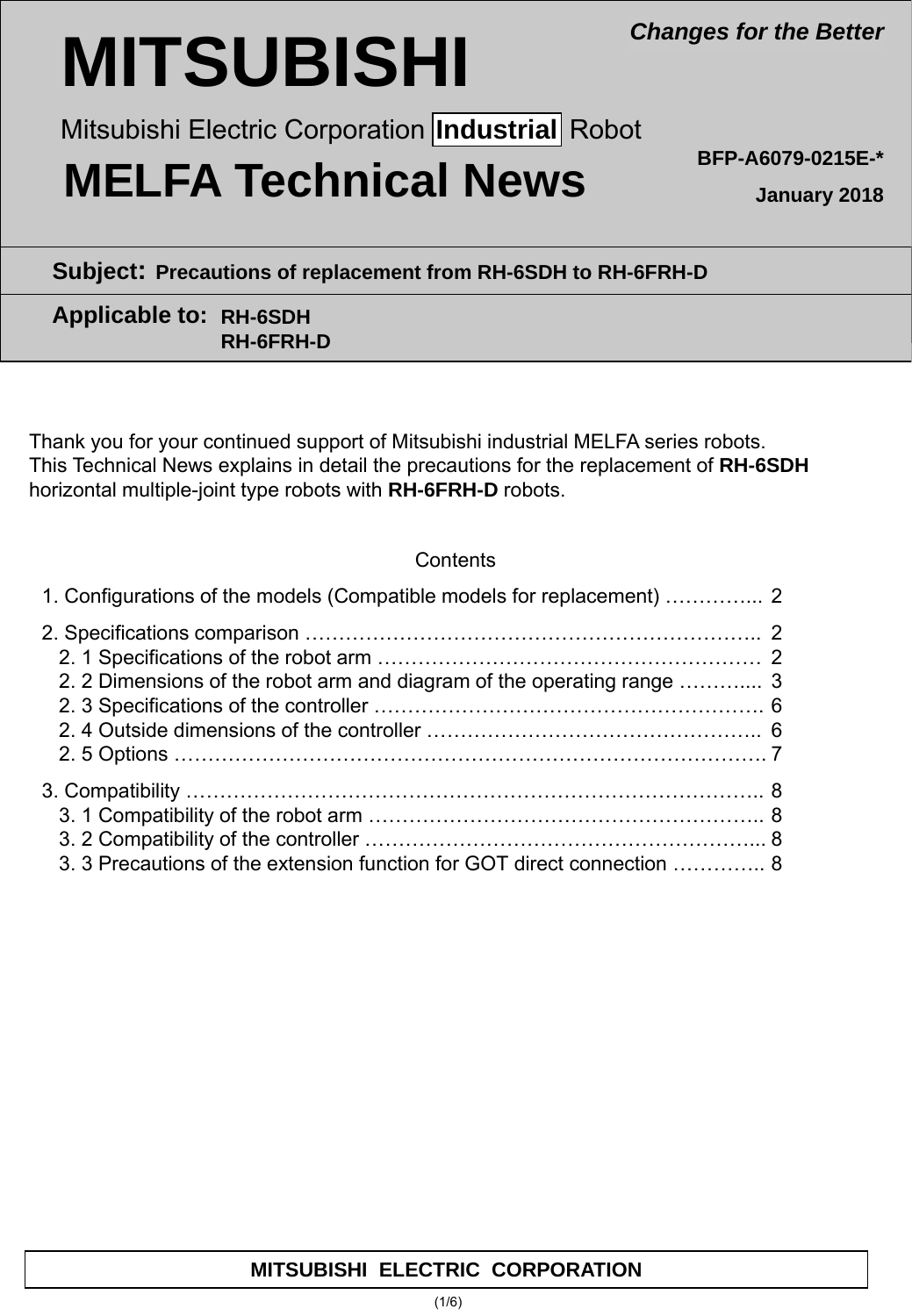# MITSUBISHI

*Changes for the Better*

Mitsubishi Electric Corporation **Industrial** Robot

# MELFA Technical News

**BFP-A6079-0215E-\***

**January 2018**

**Subject: Precautions of replacement from RH-6SDH to RH-6FRH-D**

**Applicable to: RH-6SDH**
**RH-6FRH-D**

Thank you for your continued support of Mitsubishi industrial MELFA series robots.
This Technical News explains in detail the precautions for the replacement of **RH-6SDH** horizontal multiple-joint type robots with **RH-6FRH-D** robots.

Contents

1. Configurations of the models (Compatible models for replacement) ………….... 2
2. Specifications comparison ………………………………………………………….. 2
   - 2. 1 Specifications of the robot arm ………………………………………………… 2
   - 2. 2 Dimensions of the robot arm and diagram of the operating range ……….... 3
   - 2. 3 Specifications of the controller …………………………………………………. 6
   - 2. 4 Outside dimensions of the controller ………………………………………….. 6
   - 2. 5 Options ………………………………………………………………………………. 7
3. Compatibility ……………………………………………………………………………….. 8
   - 3. 1 Compatibility of the robot arm ………………………………………………….. 8
   - 3. 2 Compatibility of the controller …………………………………………………... 8
   - 3. 3 Precautions of the extension function for GOT direct connection ………….. 8

**MITSUBISHI ELECTRIC CORPORATION**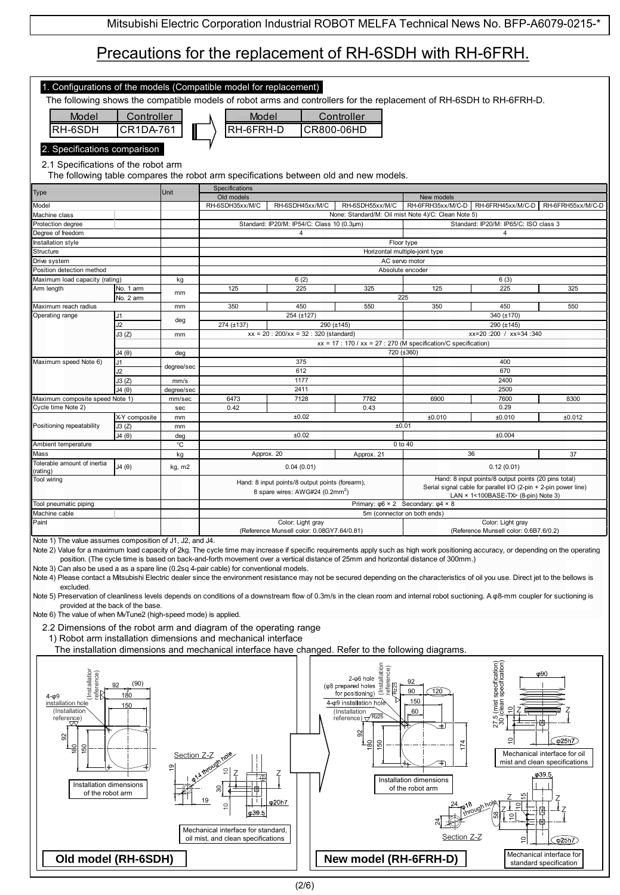# Precautions for the replacement of RH-6SDH with RH-6FRH.

## 1. Configurations of the models (Compatible model for replacement)

The following shows the compatible models of robot arms and controllers for the replacement of RH-6SDH to RH-6FRH-D.

| Model | Controller |
|---|---|
| RH-6SDH | CR1DA-761 |

| Model | Controller |
|---|---|
| RH-6FRH-D | CR800-06HD |

## 2. Specifications comparison

### 2.1 Specifications of the robot arm

The following table compares the robot arm specifications between old and new models.

| Type | | Unit | Specifications (Old models) | | | Specifications (New models) | | |
|---|---|---|---|---|---|---|---|---|
| Model | | | RH-6SDH35xx/M/C | RH-6SDH45xx/M/C | RH-6SDH55xx/M/C | RH-6FRH35xx/M/C-D | RH-6FRH45xx/M/C-D | RH-6FRH55xx/M/C-D |
| Machine class | | | None: Standard/M: Oil mist Note 4)/C: Clean Note 5) | | | | | |
| Protection degree | | | Standard: IP20/M: IP54/C: Class 10 (0.3μm) | | | Standard: IP20/M: IP65/C: ISO class 3 | | |
| Degree of freedom | | | 4 | | | 4 | | |
| Installation style | | | Floor type | | | | | |
| Structure | | | Horizontal multiple-joint type | | | | | |
| Drive system | | | AC servo motor | | | | | |
| Position detection method | | | Absolute encoder | | | | | |
| Maximum load capacity (rating) | | kg | 6 (2) | | | 6 (3) | | |
| Arm length | No. 1 arm | mm | 125 | 225 | 325 | 125 | 225 | 325 |
| | No. 2 arm | mm | 225 | | | | | |
| Maximum reach radius | | mm | 350 | 450 | 550 | 350 | 450 | 550 |
| Operating range | J1 | deg | 254 (±127) | | | 340 (±170) | | |
| | J2 | deg | 274 (±137) | 290 (±145) | | 290 (±145) | | |
| | J3 (Z) | mm | xx = 20 : 200/xx = 32 : 320 (standard) | | | xx=20 :200 / xx=34 :340 | | |
| | | | xx = 17 : 170 / xx = 27 : 270 (M specification/C specification) | | | | | |
| | J4 (θ) | deg | 720 (±360) | | | | | |
| Maximum speed Note 6) | J1 | degree/sec | 375 | | | 400 | | |
| | J2 | degree/sec | 612 | | | 670 | | |
| | J3 (Z) | mm/s | 1177 | | | 2400 | | |
| | J4 (θ) | degree/sec | 2411 | | | 2500 | | |
| Maximum composite speed Note 1) | | mm/sec | 6473 | 7128 | 7782 | 6900 | 7600 | 8300 |
| Cycle time Note 2) | | sec | 0.42 | | 0.43 | 0.29 | | |
| Positioning repeatability | X-Y composite | mm | ±0.02 | | | ±0.010 | ±0.010 | ±0.012 |
| | J3 (Z) | mm | ±0.01 | | | | | |
| | J4 (θ) | deg | ±0.02 | | | ±0.004 | | |
| Ambient temperature | | °C | 0 to 40 | | | | | |
| Mass | | kg | Approx. 20 | | Approx. 21 | 36 | | 37 |
| Tolerable amount of inertia (rating) | J4 (θ) | kg, m2 | 0.04 (0.01) | | | 0.12 (0.01) | | |
| Tool wiring | | | Hand: 8 input points/8 output points (forearm), 8 spare wires: AWG#24 ($0.2mm^2$) | | | Hand: 8 input points/8 output points (20 pins total) Serial signal cable for parallel I/O (2-pin + 2-pin power line) LAN × 1<100BASE-TX> (8-pin) Note 3) | | |
| Tool pneumatic piping | | | Primary: φ6 × 2 Secondary: φ4 × 8 | | | | | |
| Machine cable | | | 5m (connector on both ends) | | | | | |
| Paint | | | Color: Light gray (Reference Munsell color: 0.08GY7.64/0.81) | | | Color: Light gray (Reference Munsell color: 0.6B7.6/0.2) | | |

Note 1) The value assumes composition of J1, J2, and J4.

Note 2) Value for a maximum load capacity of 2kg. The cycle time may increase if specific requirements apply such as high work positioning accuracy, or depending on the operating position. (The cycle time is based on back-and-forth movement over a vertical distance of 25mm and horizontal distance of 300mm.)

Note 3) Can also be used as a spare line (0.2sq 4-pair cable) for conventional models.

Note 4) Please contact a Mitsubishi Electric dealer since the environment resistance may not be secured depending on the characteristics of oil you use. Direct jet to the bellows is excluded.

Note 5) Preservation of cleanliness levels depends on conditions of a downstream flow of 0.3m/s in the clean room and internal robot suctioning. A φ8-mm coupler for suctioning is provided at the back of the base.

Note 6) The value of when MvTune2 (high-speed mode) is applied.

### 2.2 Dimensions of the robot arm and diagram of the operating range

1) Robot arm installation dimensions and mechanical interface

The installation dimensions and mechanical interface have changed. Refer to the following diagrams.

**Old model (RH-6SDH)**

Installation dimensions of the robot arm

Mechanical interface for standard, oil mist, and clean specifications

**New model (RH-6FRH-D)**

Installation dimensions of the robot arm

Mechanical interface for oil mist and clean specifications

Mechanical interface for standard specification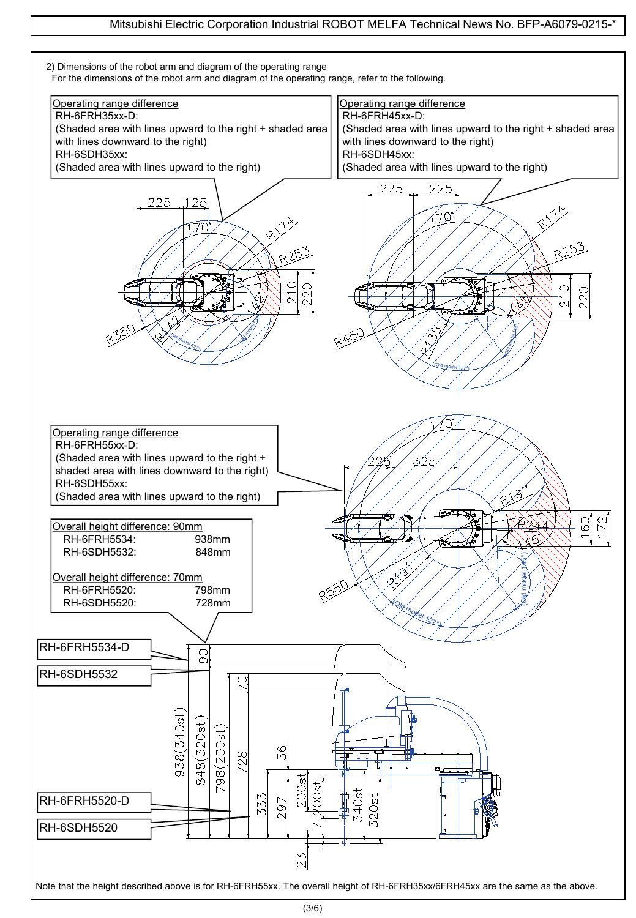2) Dimensions of the robot arm and diagram of the operating range

For the dimensions of the robot arm and diagram of the operating range, refer to the following.

Operating range difference
RH-6FRH35xx-D:
(Shaded area with lines upward to the right + shaded area with lines downward to the right)
RH-6SDH35xx:
(Shaded area with lines upward to the right)

Operating range difference
RH-6FRH45xx-D:
(Shaded area with lines upward to the right + shaded area with lines downward to the right)
RH-6SDH45xx:
(Shaded area with lines upward to the right)

Operating range difference
RH-6FRH55xx-D:
(Shaded area with lines upward to the right + shaded area with lines downward to the right)
RH-6SDH55xx:
(Shaded area with lines upward to the right)

Overall height difference: 90mm

| | |
|---|---|
| RH-6FRH5534: | 938mm |
| RH-6SDH5532: | 848mm |

Overall height difference: 70mm

| | |
|---|---|
| RH-6FRH5520: | 798mm |
| RH-6SDH5520: | 728mm |

RH-6FRH5534-D

RH-6SDH5532

RH-6FRH5520-D

RH-6SDH5520

Note that the height described above is for RH-6FRH55xx. The overall height of RH-6FRH35xx/6FRH45xx are the same as the above.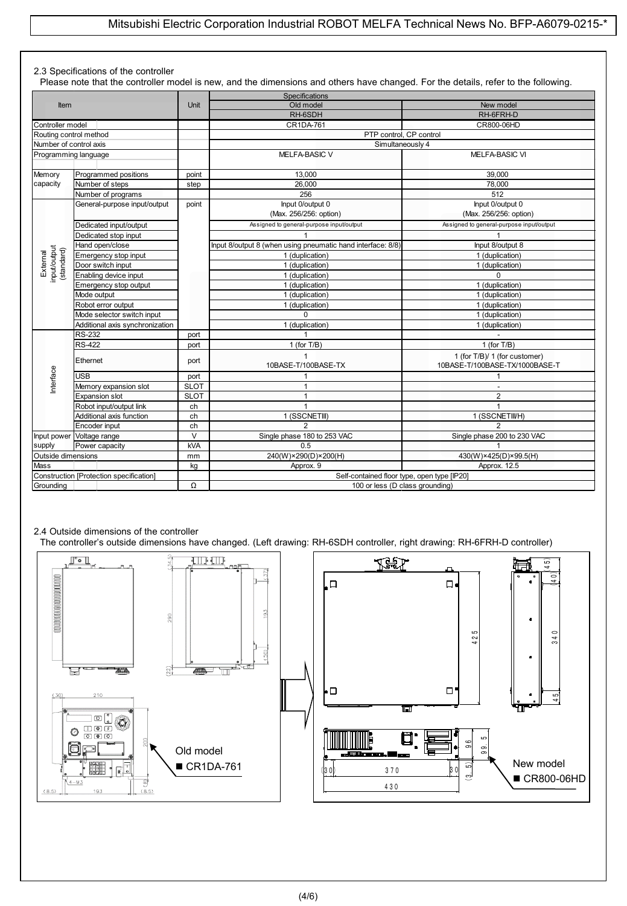2.3 Specifications of the controller

Please note that the controller model is new, and the dimensions and others have changed. For the details, refer to the following.

| Item | | Unit | Specifications | |
|---|---|---|---|---|
| | | | Old model | New model |
| | | | RH-6SDH | RH-6FRH-D |
| Controller model | | | CR1DA-761 | CR800-06HD |
| Routing control method | | | PTP control, CP control | |
| Number of control axis | | | Simultaneously 4 | |
| Programming language | | | MELFA-BASIC V | MELFA-BASIC VI |
| Memory capacity | Programmed positions | point | 13,000 | 39,000 |
| | Number of steps | step | 26,000 | 78,000 |
| | Number of programs | | 256 | 512 |
| External input/output (standard) | General-purpose input/output | point | Input 0/output 0 (Max. 256/256: option) | Input 0/output 0 (Max. 256/256: option) |
| | Dedicated input/output | | Assigned to general-purpose input/output | Assigned to general-purpose input/output |
| | Dedicated stop input | | 1 | 1 |
| | Hand open/close | | Input 8/output 8 (when using pneumatic hand interface: 8/8) | Input 8/output 8 |
| | Emergency stop input | | 1 (duplication) | 1 (duplication) |
| | Door switch input | | 1 (duplication) | 1 (duplication) |
| | Enabling device input | | 1 (duplication) | 0 |
| | Emergency stop output | | 1 (duplication) | 1 (duplication) |
| | Mode output | | 1 (duplication) | 1 (duplication) |
| | Robot error output | | 1 (duplication) | 1 (duplication) |
| | Mode selector switch input | | 0 | 1 (duplication) |
| | Additional axis synchronization | | 1 (duplication) | 1 (duplication) |
| Interface | RS-232 | port | 1 | - |
| | RS-422 | port | 1 (for T/B) | 1 (for T/B) |
| | Ethernet | port | 1 10BASE-T/100BASE-TX | 1 (for T/B)/ 1 (for customer) 10BASE-T/100BASE-TX/1000BASE-T |
| | USB | port | 1 | 1 |
| | Memory expansion slot | SLOT | 1 | - |
| | Expansion slot | SLOT | 1 | 2 |
| | Robot input/output link | ch | 1 | 1 |
| | Additional axis function | ch | 1 (SSCNETIII) | 1 (SSCNETIII/H) |
| | Encoder input | ch | 2 | 2 |
| Input power supply | Voltage range | V | Single phase 180 to 253 VAC | Single phase 200 to 230 VAC |
| | Power capacity | kVA | 0.5 | 1 |
| Outside dimensions | | mm | 240(W)×290(D)×200(H) | 430(W)×425(D)×99.5(H) |
| Mass | | kg | Approx. 9 | Approx. 12.5 |
| Construction [Protection specification] | | | Self-contained floor type, open type [IP20] | |
| Grounding | | Ω | 100 or less (D class grounding) | |

2.4 Outside dimensions of the controller

The controller's outside dimensions have changed. (Left drawing: RH-6SDH controller, right drawing: RH-6FRH-D controller)

Old model
■ CR1DA-761

New model
■ CR800-06HD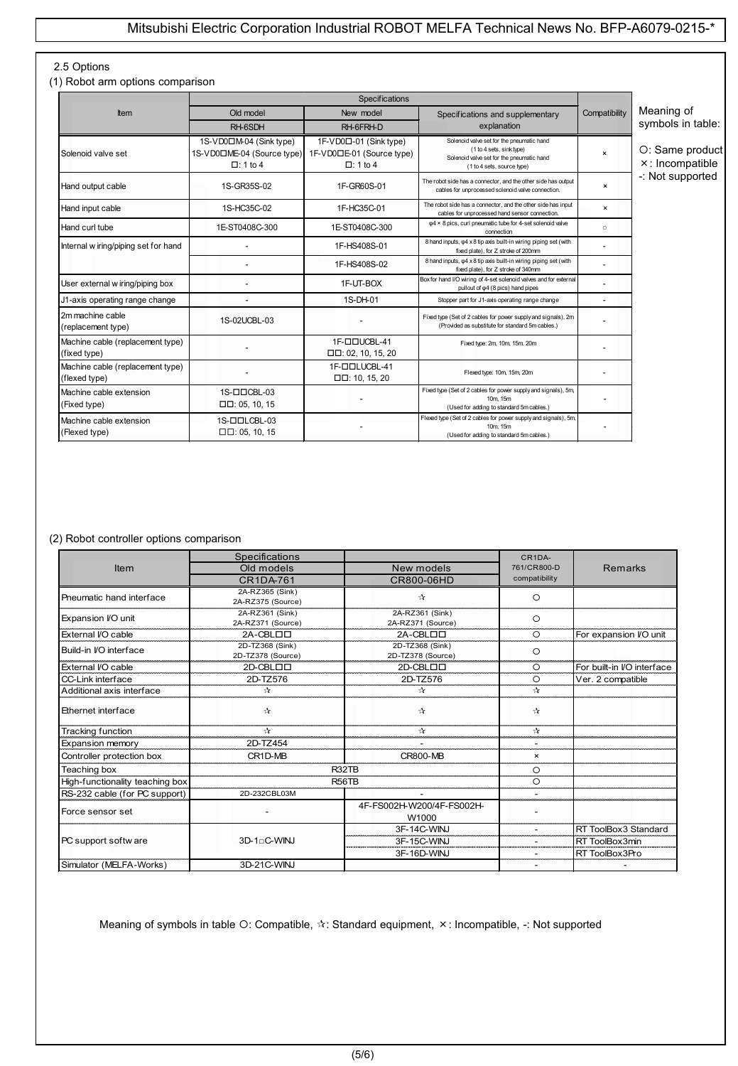## 2.5 Options

### (1) Robot arm options comparison

| Item | Specifications | | | Compatibility |
|---|---|---|---|---|
| | Old model | New model | Specifications and supplementary explanation | |
| | RH-6SDH | RH-6FRH-D | | |
| Solenoid valve set | 1S-VD0□M-04 (Sink type)<br>1S-VD0□ME-04 (Source type)<br>□: 1 to 4 | 1F-VD0□-01 (Sink type)<br>1F-VD0□E-01 (Source type)<br>□: 1 to 4 | Solenoid valve set for the pneumatic hand (1 to 4 sets, sink type)<br>Solenoid valve set for the pneumatic hand (1 to 4 sets, source type) | × |
| Hand output cable | 1S-GR35S-02 | 1F-GR60S-01 | The robot side has a connector, and the other side has output cables for unprocessed solenoid valve connection. | × |
| Hand input cable | 1S-HC35C-02 | 1F-HC35C-01 | The robot side has a connector, and the other side has input cables for unprocessed hand sensor connection. | × |
| Hand curl tube | 1E-ST0408C-300 | 1E-ST0408C-300 | φ4 × 8 pics, curl pneumatic tube for 4-set solenoid valve connection | ○ |
| Internal wiring/piping set for hand | - | 1F-HS408S-01 | 8 hand inputs, φ4 x 8 tip axis built-in wiring piping set (with fixed plate), for Z stroke of 200mm | - |
| | - | 1F-HS408S-02 | 8 hand inputs, φ4 x 8 tip axis built-in wiring piping set (with fixed plate), for Z stroke of 340mm | - |
| User external wiring/piping box | - | 1F-UT-BOX | Box for hand I/O wiring of 4-set solenoid valves and for external pullout of φ4 (8 pics) hand pipes | - |
| J1-axis operating range change | - | 1S-DH-01 | Stopper part for J1-axis operating range change | - |
| 2m machine cable (replacement type) | 1S-02UCBL-03 | - | Fixed type (Set of 2 cables for power supply and signals), 2m (Provided as substitute for standard 5m cables.) | - |
| Machine cable (replacement type) (fixed type) | - | 1F-□□UCBL-41<br>□□: 02, 10, 15, 20 | Fixed type: 2m, 10m, 15m, 20m | - |
| Machine cable (replacement type) (flexed type) | - | 1F-□□LUCBL-41<br>□□: 10, 15, 20 | Flexed type: 10m, 15m, 20m | - |
| Machine cable extension (Fixed type) | 1S-□□CBL-03<br>□□: 05, 10, 15 | - | Fixed type (Set of 2 cables for power supply and signals), 5m, 10m, 15m (Used for adding to standard 5m cables.) | - |
| Machine cable extension (Flexed type) | 1S-□□LCBL-03<br>□□: 05, 10, 15 | - | Flexed type (Set of 2 cables for power supply and signals), 5m, 10m, 15m (Used for adding to standard 5m cables.) | - |

Meaning of symbols in table:

○: Same product
×: Incompatible
-: Not supported

### (2) Robot controller options comparison

| Item | Specifications | | CR1DA-761/CR800-D compatibility | Remarks |
|---|---|---|---|---|
| | Old models | New models | | |
| | CR1DA-761 | CR800-06HD | | |
| Pneumatic hand interface | 2A-RZ365 (Sink)<br>2A-RZ375 (Source) | ☆ | ○ | |
| Expansion I/O unit | 2A-RZ361 (Sink)<br>2A-RZ371 (Source) | 2A-RZ361 (Sink)<br>2A-RZ371 (Source) | ○ | |
| External I/O cable | 2A-CBL□□ | 2A-CBL□□ | ○ | For expansion I/O unit |
| Build-in I/O interface | 2D-TZ368 (Sink)<br>2D-TZ378 (Source) | 2D-TZ368 (Sink)<br>2D-TZ378 (Source) | ○ | |
| External I/O cable | 2D-CBL□□ | 2D-CBL□□ | ○ | For built-in I/O interface |
| CC-Link interface | 2D-TZ576 | 2D-TZ576 | ○ | Ver. 2 compatible |
| Additional axis interface | ☆ | ☆ | ☆ | |
| Ethernet interface | ☆ | ☆ | ☆ | |
| Tracking function | ☆ | ☆ | ☆ | |
| Expansion memory | 2D-TZ454 | - | - | |
| Controller protection box | CR1D-MB | CR800-MB | × | |
| Teaching box | R32TB | | ○ | |
| High-functionality teaching box | R56TB | | ○ | |
| RS-232 cable (for PC support) | 2D-232CBL03M | - | - | |
| Force sensor set | - | 4F-FS002H-W200/4F-FS002H-W1000 | - | |
| PC support software | 3D-1□C-WINJ | 3F-14C-WINJ | - | RT ToolBox3 Standard |
| | | 3F-15C-WINJ | - | RT ToolBox3mini |
| | | 3F-16D-WINJ | - | RT ToolBox3Pro |
| Simulator (MELFA-Works) | 3D-21C-WINJ | | - | - |

Meaning of symbols in table ○: Compatible, ☆: Standard equipment, ×: Incompatible, -: Not supported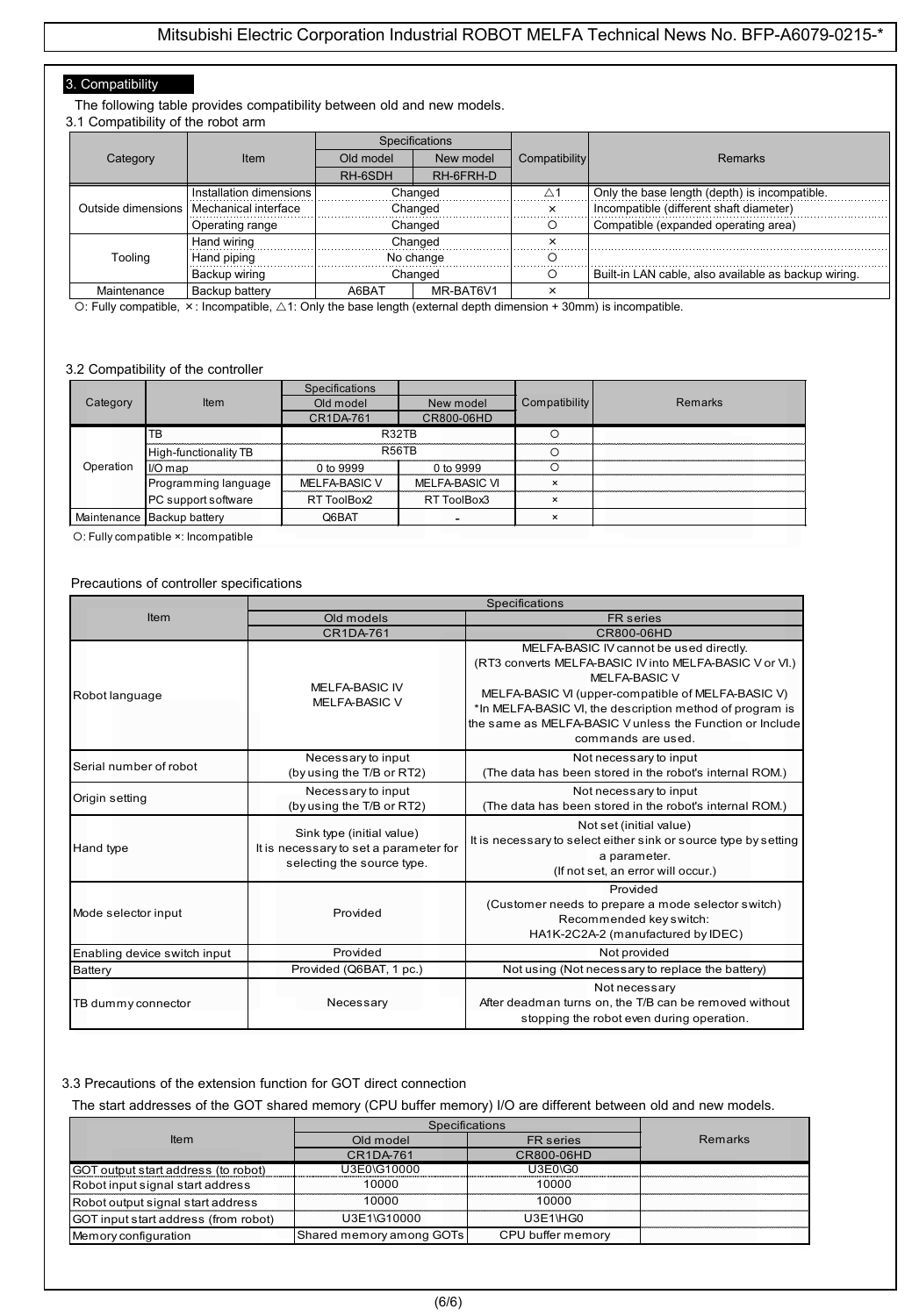## 3. Compatibility

The following table provides compatibility between old and new models.

### 3.1 Compatibility of the robot arm

| Category | Item | Specifications | | Compatibility | Remarks |
|---|---|---|---|---|---|
| | | Old model | New model | | |
| | | RH-6SDH | RH-6FRH-D | | |
| Outside dimensions | Installation dimensions | Changed | | △1 | Only the base length (depth) is incompatible. |
| | Mechanical interface | Changed | | × | Incompatible (different shaft diameter) |
| | Operating range | Changed | | ○ | Compatible (expanded operating area) |
| Tooling | Hand wiring | Changed | | × | |
| | Hand piping | No change | | ○ | |
| | Backup wiring | Changed | | ○ | Built-in LAN cable, also available as backup wiring. |
| Maintenance | Backup battery | A6BAT | MR-BAT6V1 | × | |

○: Fully compatible, ×: Incompatible, △1: Only the base length (external depth dimension + 30mm) is incompatible.

### 3.2 Compatibility of the controller

| Category | Item | Specifications | | Compatibility | Remarks |
|---|---|---|---|---|---|
| | | Old model | New model | | |
| | | CR1DA-761 | CR800-06HD | | |
| Operation | TB | R32TB | | ○ | |
| | High-functionality TB | R56TB | | ○ | |
| | I/O map | 0 to 9999 | 0 to 9999 | ○ | |
| | Programming language | MELFA-BASIC V | MELFA-BASIC VI | × | |
| | PC support software | RT ToolBox2 | RT ToolBox3 | × | |
| Maintenance | Backup battery | Q6BAT | - | × | |

○: Fully compatible ×: Incompatible

Precautions of controller specifications

| Item | Specifications | |
|---|---|---|
| | Old models | FR series |
| | CR1DA-761 | CR800-06HD |
| Robot language | MELFA-BASIC IV<br>MELFA-BASIC V | MELFA-BASIC IV cannot be used directly.<br>(RT3 converts MELFA-BASIC IV into MELFA-BASIC V or VI.)<br>MELFA-BASIC V<br>MELFA-BASIC VI (upper-compatible of MELFA-BASIC V)<br>*In MELFA-BASIC VI, the description method of program is the same as MELFA-BASIC V unless the Function or Include commands are used. |
| Serial number of robot | Necessary to input<br>(by using the T/B or RT2) | Not necessary to input<br>(The data has been stored in the robot's internal ROM.) |
| Origin setting | Necessary to input<br>(by using the T/B or RT2) | Not necessary to input<br>(The data has been stored in the robot's internal ROM.) |
| Hand type | Sink type (initial value)<br>It is necessary to set a parameter for selecting the source type. | Not set (initial value)<br>It is necessary to select either sink or source type by setting a parameter.<br>(If not set, an error will occur.) |
| Mode selector input | Provided | Provided<br>(Customer needs to prepare a mode selector switch)<br>Recommended key switch:<br>HA1K-2C2A-2 (manufactured by IDEC) |
| Enabling device switch input | Provided | Not provided |
| Battery | Provided (Q6BAT, 1 pc.) | Not using (Not necessary to replace the battery) |
| TB dummy connector | Necessary | Not necessary<br>After deadman turns on, the T/B can be removed without stopping the robot even during operation. |

### 3.3 Precautions of the extension function for GOT direct connection

The start addresses of the GOT shared memory (CPU buffer memory) I/O are different between old and new models.

| Item | Specifications | | Remarks |
|---|---|---|---|
| | Old model | FR series | |
| | CR1DA-761 | CR800-06HD | |
| GOT output start address (to robot) | U3E0\G10000 | U3E0\G0 | |
| Robot input signal start address | 10000 | 10000 | |
| Robot output signal start address | 10000 | 10000 | |
| GOT input start address (from robot) | U3E1\G10000 | U3E1\HG0 | |
| Memory configuration | Shared memory among GOTs | CPU buffer memory | |